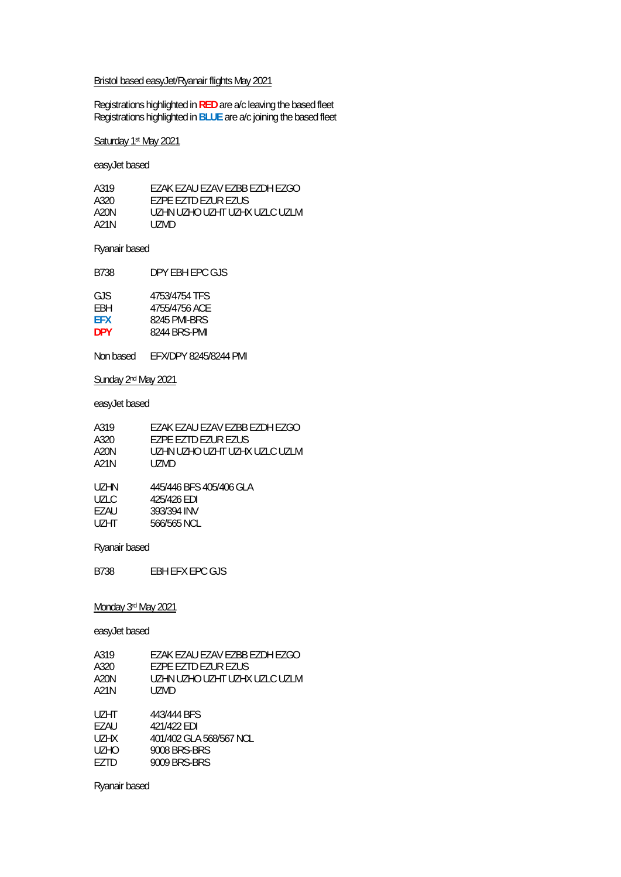Bristol based easyJet/Ryanair flights May 2021

Registrations highlighted in **RED** are a/c leaving the based fleet
Registrations highlighted in **BLUE** are a/c joining the based fleet

Saturday 1st May 2021

easyJet based

| | |
|---|---|
| A319 | EZAK EZAU EZAV EZBB EZDH EZGO |
| A320 | EZPE EZTD EZUR EZUS |
| A20N | UZHN UZHO UZHT UZHX UZLC UZLM |
| A21N | UZMD |

Ryanair based

| | |
|---|---|
| B738 | DPY EBH EPC GJS |

| | |
|---|---|
| GJS | 4753/4754 TFS |
| EBH | 4755/4756 ACE |
| **EFX** | 8245 PMI-BRS |
| **DPY** | 8244 BRS-PMI |

Non based EFX/DPY 8245/8244 PMI

Sunday 2nd May 2021

easyJet based

| | |
|---|---|
| A319 | EZAK EZAU EZAV EZBB EZDH EZGO |
| A320 | EZPE EZTD EZUR EZUS |
| A20N | UZHN UZHO UZHT UZHX UZLC UZLM |
| A21N | UZMD |

| | |
|---|---|
| UZHN | 445/446 BFS 405/406 GLA |
| UZLC | 425/426 EDI |
| EZAU | 393/394 INV |
| UZHT | 566/565 NCL |

Ryanair based

| | |
|---|---|
| B738 | EBH EFX EPC GJS |

Monday 3rd May 2021

easyJet based

| | |
|---|---|
| A319 | EZAK EZAU EZAV EZBB EZDH EZGO |
| A320 | EZPE EZTD EZUR EZUS |
| A20N | UZHN UZHO UZHT UZHX UZLC UZLM |
| A21N | UZMD |

| | |
|---|---|
| UZHT | 443/444 BFS |
| EZAU | 421/422 EDI |
| UZHX | 401/402 GLA 568/567 NCL |
| UZHO | 9008 BRS-BRS |
| EZTD | 9009 BRS-BRS |

Ryanair based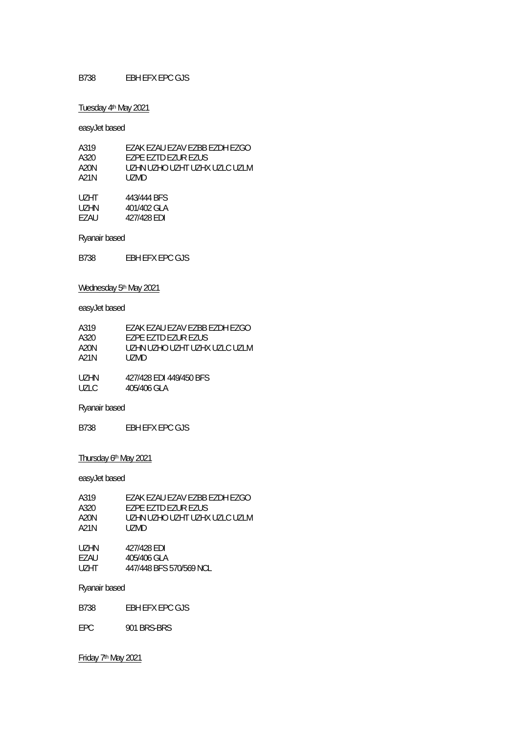B738 EBH EFX EPC GJS

Tuesday 4th May 2021

easyJet based

| | |
|---|---|
| A319 | EZAK EZAU EZAV EZBB EZDH EZGO |
| A320 | EZPE EZTD EZUR EZUS |
| A20N | UZHN UZHO UZHT UZHX UZLC UZLM |
| A21N | UZMD |

| | |
|---|---|
| UZHT | 443/444 BFS |
| UZHN | 401/402 GLA |
| EZAU | 427/428 EDI |

Ryanair based

B738 EBH EFX EPC GJS

Wednesday 5th May 2021

easyJet based

| | |
|---|---|
| A319 | EZAK EZAU EZAV EZBB EZDH EZGO |
| A320 | EZPE EZTD EZUR EZUS |
| A20N | UZHN UZHO UZHT UZHX UZLC UZLM |
| A21N | UZMD |

| | |
|---|---|
| UZHN | 427/428 EDI 449/450 BFS |
| UZLC | 405/406 GLA |

Ryanair based

B738 EBH EFX EPC GJS

Thursday 6th May 2021

easyJet based

| | |
|---|---|
| A319 | EZAK EZAU EZAV EZBB EZDH EZGO |
| A320 | EZPE EZTD EZUR EZUS |
| A20N | UZHN UZHO UZHT UZHX UZLC UZLM |
| A21N | UZMD |

| | |
|---|---|
| UZHN | 427/428 EDI |
| EZAU | 405/406 GLA |
| UZHT | 447/448 BFS 570/569 NCL |

Ryanair based

B738 EBH EFX EPC GJS

EPC 901 BRS-BRS

Friday 7th May 2021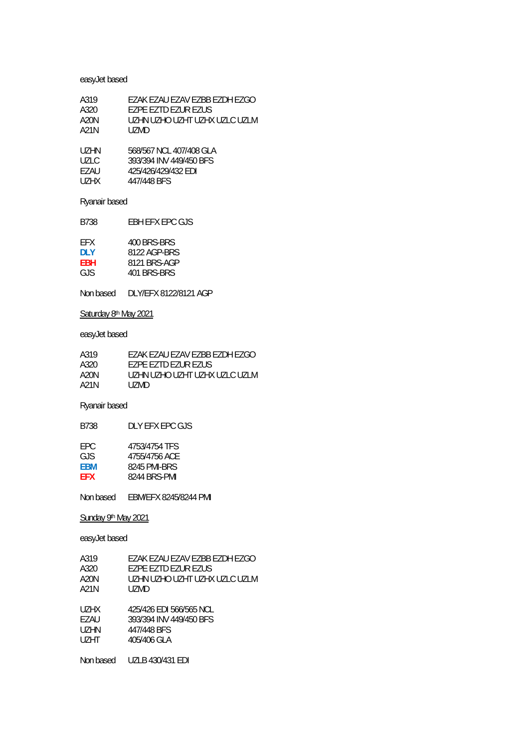easyJet based

| | |
|---|---|
| A319 | EZAK EZAU EZAV EZBB EZDH EZGO |
| A320 | EZPE EZTD EZUR EZUS |
| A20N | UZHN UZHO UZHT UZHX UZLC UZLM |
| A21N | UZMD |

| | |
|---|---|
| UZHN | 568/567 NCL 407/408 GLA |
| UZLC | 393/394 INV 449/450 BFS |
| EZAU | 425/426/429/432 EDI |
| UZHX | 447/448 BFS |

Ryanair based

| | |
|---|---|
| B738 | EBH EFX EPC GJS |

| | |
|---|---|
| EFX | 400 BRS-BRS |
| **DLY** | 8122 AGP-BRS |
| **EBH** | 8121 BRS-AGP |
| GJS | 401 BRS-BRS |

Non based DLY/EFX 8122/8121 AGP

<u>Saturday 8th May 2021</u>

easyJet based

| | |
|---|---|
| A319 | EZAK EZAU EZAV EZBB EZDH EZGO |
| A320 | EZPE EZTD EZUR EZUS |
| A20N | UZHN UZHO UZHT UZHX UZLC UZLM |
| A21N | UZMD |

Ryanair based

| | |
|---|---|
| B738 | DLY EFX EPC GJS |

| | |
|---|---|
| EPC | 4753/4754 TFS |
| GJS | 4755/4756 ACE |
| **EBM** | 8245 PMI-BRS |
| **EFX** | 8244 BRS-PMI |

Non based EBM/EFX 8245/8244 PMI

<u>Sunday 9th May 2021</u>

easyJet based

| | |
|---|---|
| A319 | EZAK EZAU EZAV EZBB EZDH EZGO |
| A320 | EZPE EZTD EZUR EZUS |
| A20N | UZHN UZHO UZHT UZHX UZLC UZLM |
| A21N | UZMD |

| | |
|---|---|
| UZHX | 425/426 EDI 566/565 NCL |
| EZAU | 393/394 INV 449/450 BFS |
| UZHN | 447/448 BFS |
| UZHT | 405/406 GLA |

Non based UZLB 430/431 EDI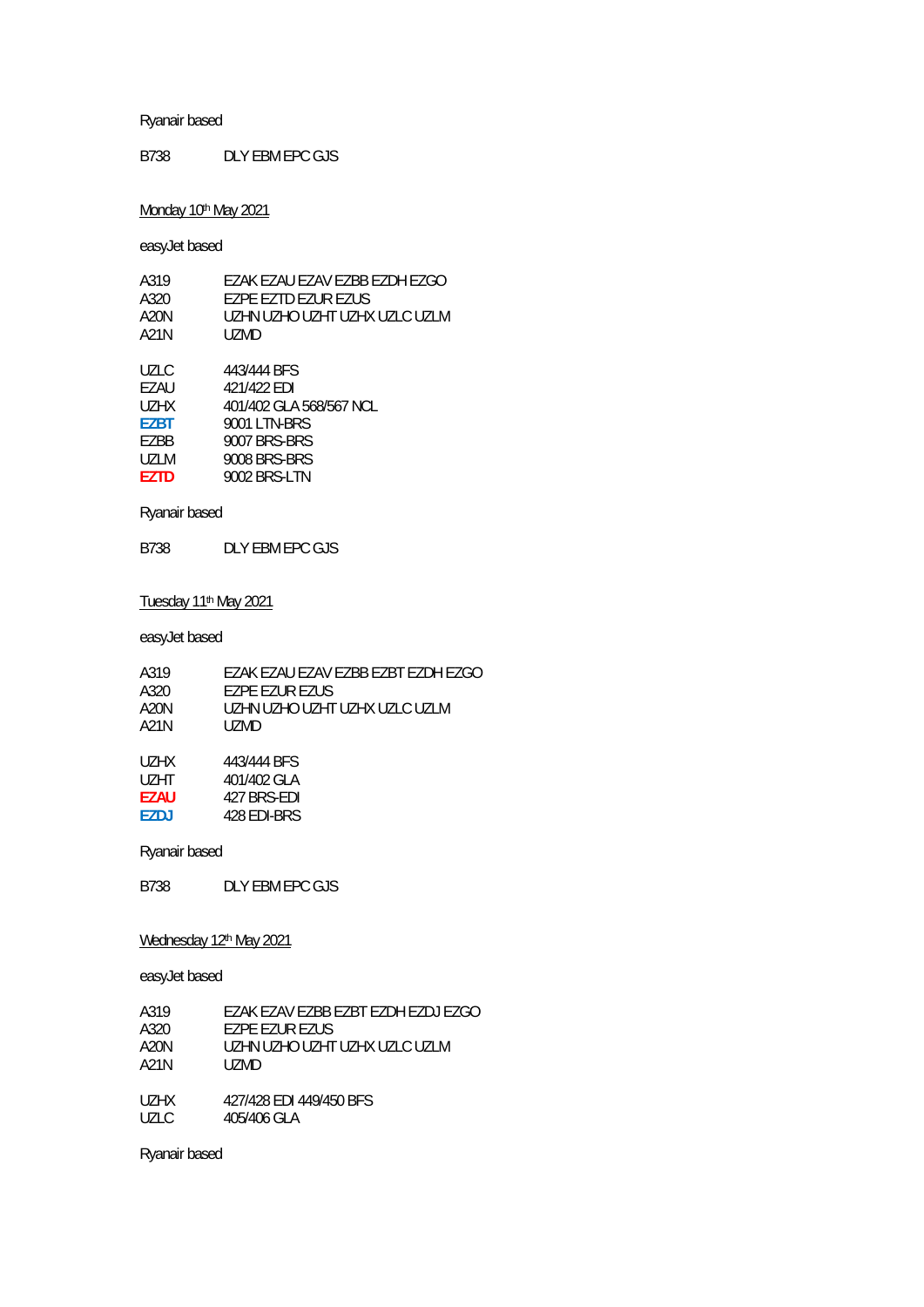Ryanair based

| | |
|---|---|
| B738 | DLY EBM EPC GJS |

Monday 10th May 2021

easyJet based

| | |
|---|---|
| A319 | EZAK EZAU EZAV EZBB EZDH EZGO |
| A320 | EZPE EZTD EZUR EZUS |
| A20N | UZHN UZHO UZHT UZHX UZLC UZLM |
| A21N | UZMD |

| | |
|---|---|
| UZLC | 443/444 BFS |
| EZAU | 421/422 EDI |
| UZHX | 401/402 GLA 568/567 NCL |
| **EZBT** | 9001 LTN-BRS |
| EZBB | 9007 BRS-BRS |
| UZLM | 9008 BRS-BRS |
| **EZTD** | 9002 BRS-LTN |

Ryanair based

| | |
|---|---|
| B738 | DLY EBM EPC GJS |

Tuesday 11th May 2021

easyJet based

| | |
|---|---|
| A319 | EZAK EZAU EZAV EZBB EZBT EZDH EZGO |
| A320 | EZPE EZUR EZUS |
| A20N | UZHN UZHO UZHT UZHX UZLC UZLM |
| A21N | UZMD |

| | |
|---|---|
| UZHX | 443/444 BFS |
| UZHT | 401/402 GLA |
| **EZAU** | 427 BRS-EDI |
| **EZDJ** | 428 EDI-BRS |

Ryanair based

| | |
|---|---|
| B738 | DLY EBM EPC GJS |

Wednesday 12th May 2021

easyJet based

| | |
|---|---|
| A319 | EZAK EZAV EZBB EZBT EZDH EZDJ EZGO |
| A320 | EZPE EZUR EZUS |
| A20N | UZHN UZHO UZHT UZHX UZLC UZLM |
| A21N | UZMD |

| | |
|---|---|
| UZHX | 427/428 EDI 449/450 BFS |
| UZLC | 405/406 GLA |

Ryanair based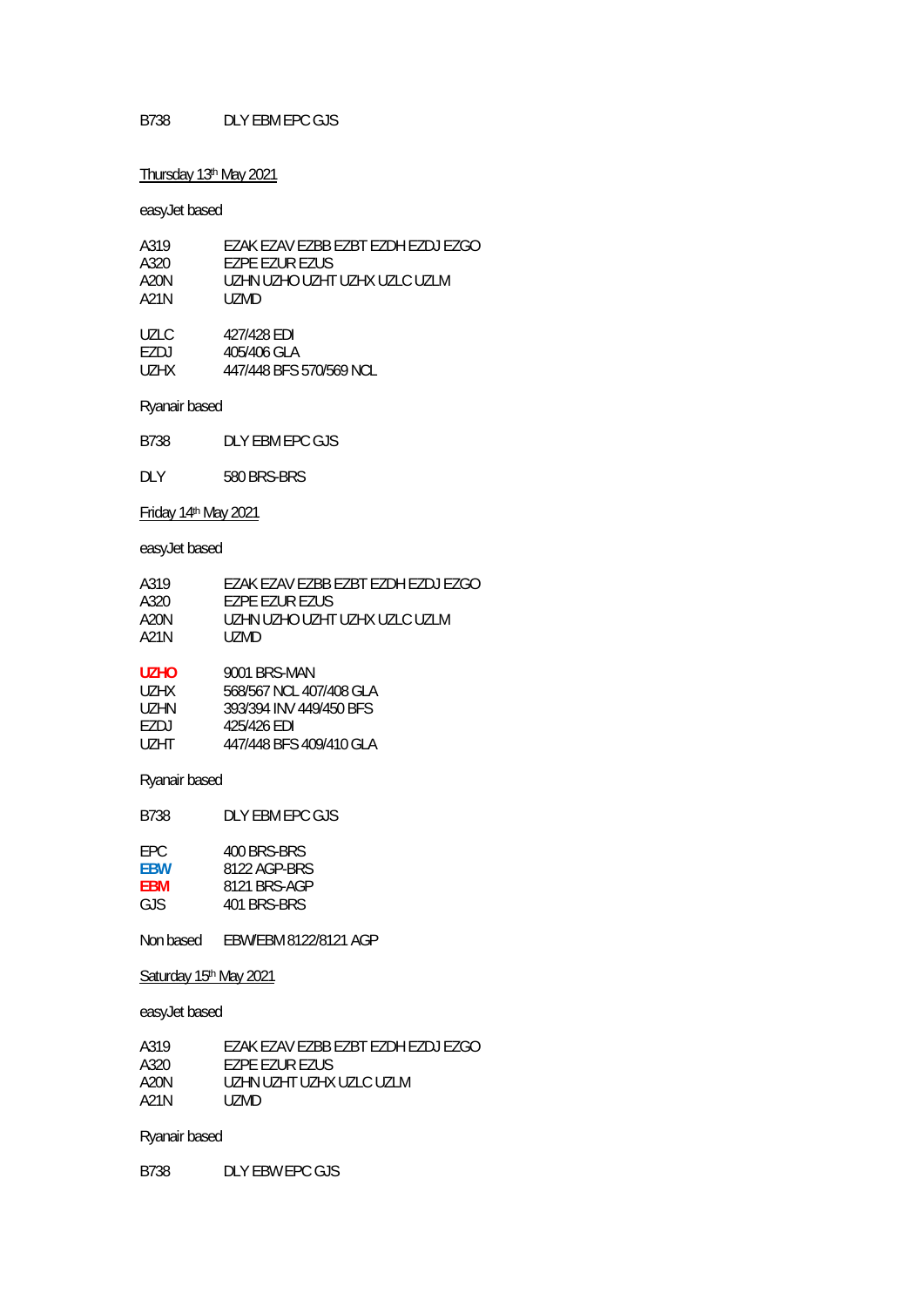B738 DLY EBM EPC GJS

Thursday 13th May 2021

easyJet based

| | |
|---|---|
| A319 | EZAK EZAV EZBB EZBT EZDH EZDJ EZGO |
| A320 | EZPE EZUR EZUS |
| A20N | UZHN UZHO UZHT UZHX UZLC UZLM |
| A21N | UZMD |

| | |
|---|---|
| UZLC | 427/428 EDI |
| EZDJ | 405/406 GLA |
| UZHX | 447/448 BFS 570/569 NCL |

Ryanair based

B738 DLY EBM EPC GJS

DLY 580 BRS-BRS

Friday 14th May 2021

easyJet based

| | |
|---|---|
| A319 | EZAK EZAV EZBB EZBT EZDH EZDJ EZGO |
| A320 | EZPE EZUR EZUS |
| A20N | UZHN UZHO UZHT UZHX UZLC UZLM |
| A21N | UZMD |

| | |
|---|---|
| **UZHO** | 9001 BRS-MAN |
| UZHX | 568/567 NCL 407/408 GLA |
| UZHN | 393/394 INV 449/450 BFS |
| EZDJ | 425/426 EDI |
| UZHT | 447/448 BFS 409/410 GLA |

Ryanair based

B738 DLY EBM EPC GJS

| | |
|---|---|
| EPC | 400 BRS-BRS |
| **EBW** | 8122 AGP-BRS |
| **EBM** | 8121 BRS-AGP |
| GJS | 401 BRS-BRS |

Non based EBW/EBM 8122/8121 AGP

Saturday 15th May 2021

easyJet based

| | |
|---|---|
| A319 | EZAK EZAV EZBB EZBT EZDH EZDJ EZGO |
| A320 | EZPE EZUR EZUS |
| A20N | UZHN UZHT UZHX UZLC UZLM |
| A21N | UZMD |

Ryanair based

B738 DLY EBW EPC GJS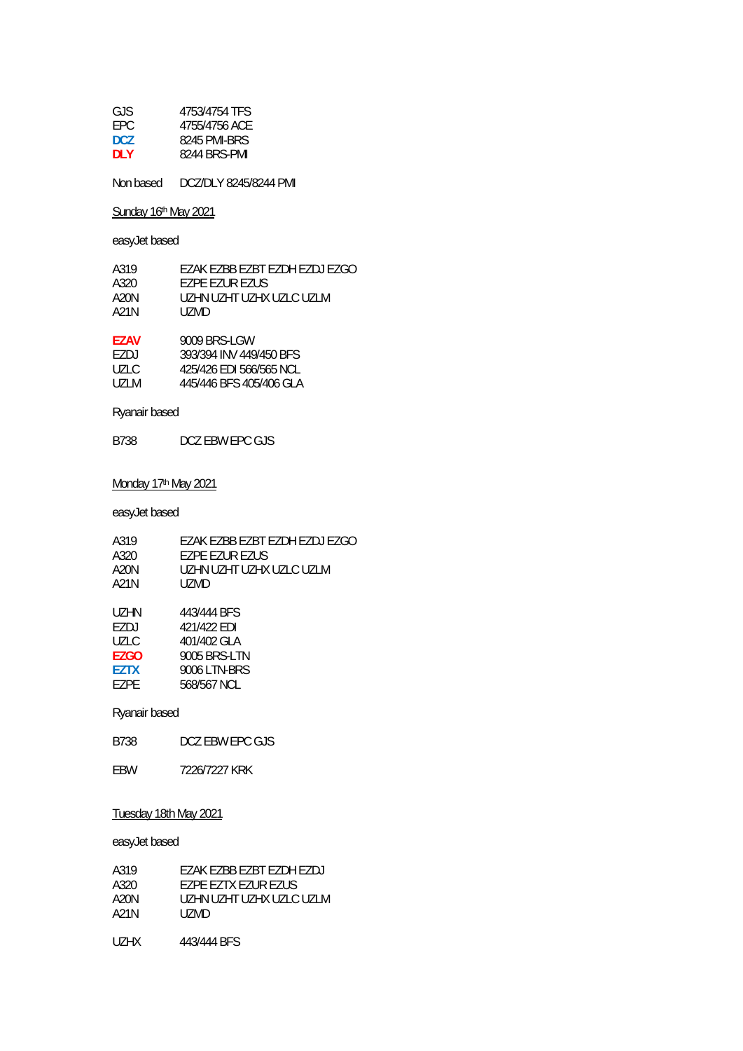GJS 4753/4754 TFS
EPC 4755/4756 ACE
**DCZ** 8245 PMI-BRS
**DLY** 8244 BRS-PMI

Non based DCZ/DLY 8245/8244 PMI

Sunday 16th May 2021

easyJet based

A319 EZAK EZBB EZBT EZDH EZDJ EZGO
A320 EZPE EZUR EZUS
A20N UZHN UZHT UZHX UZLC UZLM
A21N UZMD

**EZAV** 9009 BRS-LGW
EZDJ 393/394 INV 449/450 BFS
UZLC 425/426 EDI 566/565 NCL
UZLM 445/446 BFS 405/406 GLA

Ryanair based

B738 DCZ EBW EPC GJS

Monday 17th May 2021

easyJet based

A319 EZAK EZBB EZBT EZDH EZDJ EZGO
A320 EZPE EZUR EZUS
A20N UZHN UZHT UZHX UZLC UZLM
A21N UZMD

UZHN 443/444 BFS
EZDJ 421/422 EDI
UZLC 401/402 GLA
**EZGO** 9005 BRS-LTN
**EZTX** 9006 LTN-BRS
EZPE 568/567 NCL

Ryanair based

B738 DCZ EBW EPC GJS

EBW 7226/7227 KRK

Tuesday 18th May 2021

easyJet based

A319 EZAK EZBB EZBT EZDH EZDJ
A320 EZPE EZTX EZUR EZUS
A20N UZHN UZHT UZHX UZLC UZLM
A21N UZMD

UZHX 443/444 BFS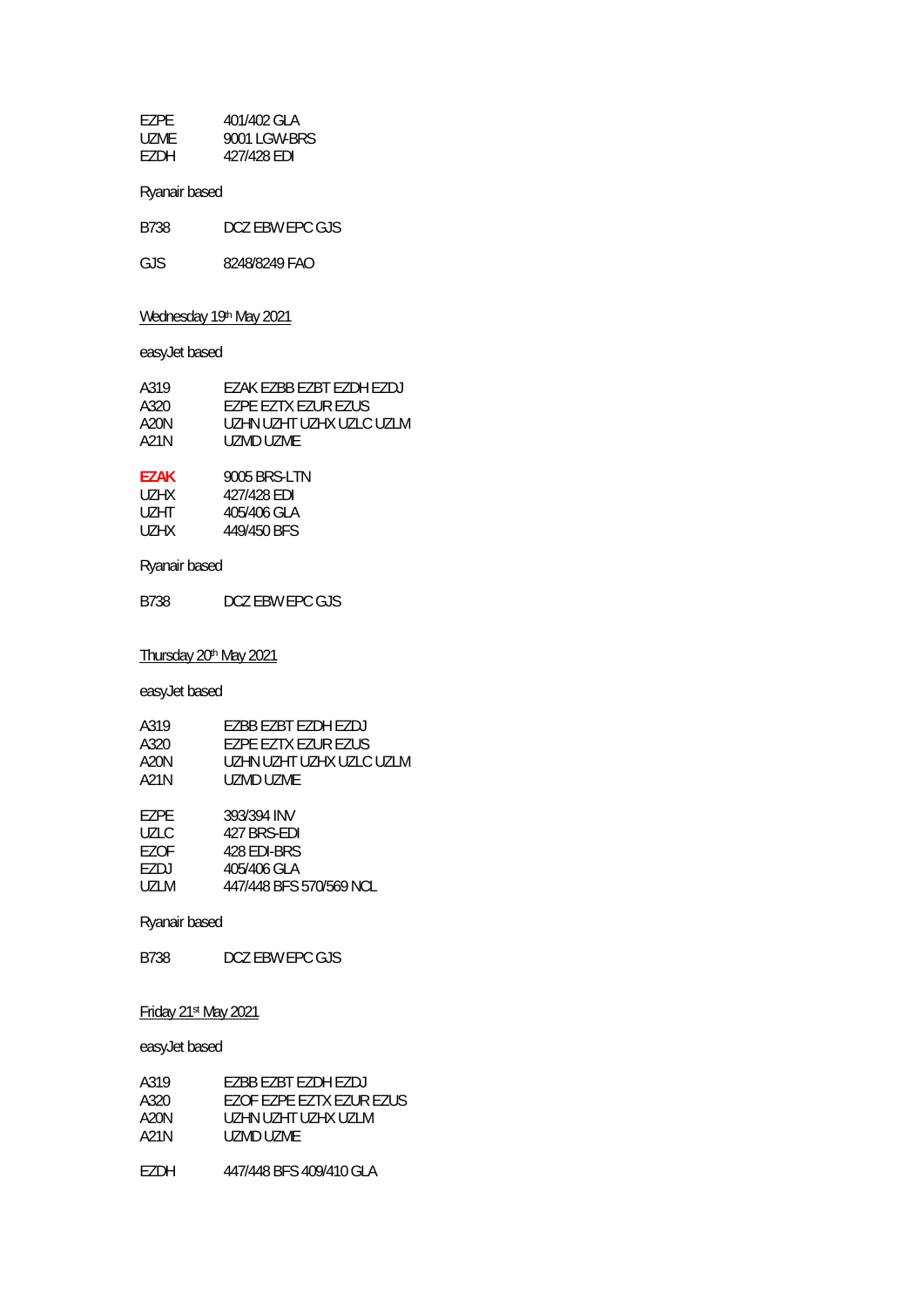EZPE 401/402 GLA
UZME 9001 LGW-BRS
EZDH 427/428 EDI

Ryanair based

B738 DCZ EBW EPC GJS

GJS 8248/8249 FAO

Wednesday 19th May 2021

easyJet based

A319 EZAK EZBB EZBT EZDH EZDJ
A320 EZPE EZTX EZUR EZUS
A20N UZHN UZHT UZHX UZLC UZLM
A21N UZMD UZME

**EZAK** 9005 BRS-LTN
UZHX 427/428 EDI
UZHT 405/406 GLA
UZHX 449/450 BFS

Ryanair based

B738 DCZ EBW EPC GJS

Thursday 20th May 2021

easyJet based

A319 EZBB EZBT EZDH EZDJ
A320 EZPE EZTX EZUR EZUS
A20N UZHN UZHT UZHX UZLC UZLM
A21N UZMD UZME

EZPE 393/394 INV
UZLC 427 BRS-EDI
EZOF 428 EDI-BRS
EZDJ 405/406 GLA
UZLM 447/448 BFS 570/569 NCL

Ryanair based

B738 DCZ EBW EPC GJS

Friday 21st May 2021

easyJet based

A319 EZBB EZBT EZDH EZDJ
A320 EZOF EZPE EZTX EZUR EZUS
A20N UZHN UZHT UZHX UZLM
A21N UZMD UZME

EZDH 447/448 BFS 409/410 GLA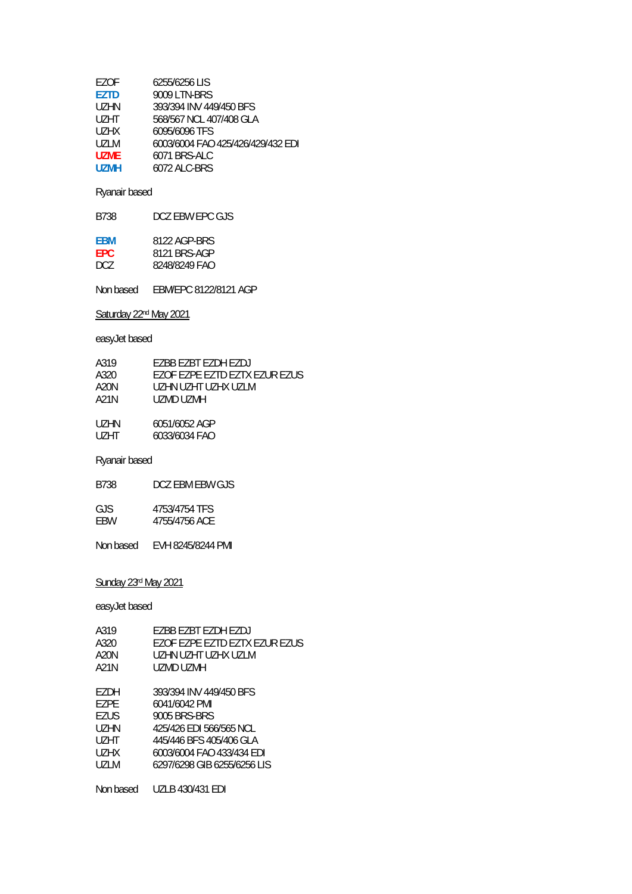EZOF 6255/6256 LIS
**EZTD** 9009 LTN-BRS
UZHN 393/394 INV 449/450 BFS
UZHT 568/567 NCL 407/408 GLA
UZHX 6095/6096 TFS
UZLM 6003/6004 FAO 425/426/429/432 EDI
**UZME** 6071 BRS-ALC
**UZMH** 6072 ALC-BRS

Ryanair based

B738 DCZ EBW EPC GJS

**EBM** 8122 AGP-BRS
**EPC** 8121 BRS-AGP
DCZ 8248/8249 FAO

Non based EBM/EPC 8122/8121 AGP

Saturday 22nd May 2021

easyJet based

A319 EZBB EZBT EZDH EZDJ
A320 EZOF EZPE EZTD EZTX EZUR EZUS
A20N UZHN UZHT UZHX UZLM
A21N UZMD UZMH

UZHN 6051/6052 AGP
UZHT 6033/6034 FAO

Ryanair based

B738 DCZ EBM EBW GJS

GJS 4753/4754 TFS
EBW 4755/4756 ACE

Non based EVH 8245/8244 PMI

Sunday 23rd May 2021

easyJet based

A319 EZBB EZBT EZDH EZDJ
A320 EZOF EZPE EZTD EZTX EZUR EZUS
A20N UZHN UZHT UZHX UZLM
A21N UZMD UZMH

EZDH 393/394 INV 449/450 BFS
EZPE 6041/6042 PMI
EZUS 9005 BRS-BRS
UZHN 425/426 EDI 566/565 NCL
UZHT 445/446 BFS 405/406 GLA
UZHX 6003/6004 FAO 433/434 EDI
UZLM 6297/6298 GIB 6255/6256 LIS

Non based UZLB 430/431 EDI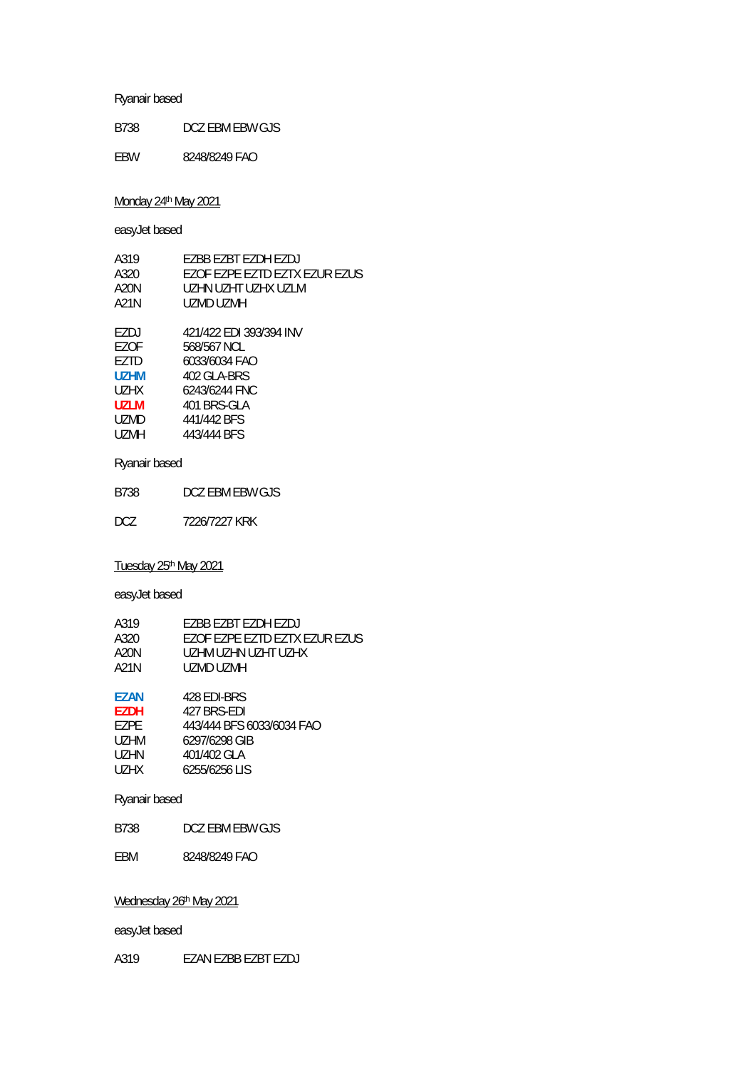Ryanair based

| | |
|---|---|
| B738 | DCZ EBM EBW GJS |

| | |
|---|---|
| EBW | 8248/8249 FAO |

## Monday 24th May 2021

easyJet based

| | |
|---|---|
| A319 | EZBB EZBT EZDH EZDJ |
| A320 | EZOF EZPE EZTD EZTX EZUR EZUS |
| A20N | UZHN UZHT UZHX UZLM |
| A21N | UZMD UZMH |

| | |
|---|---|
| EZDJ | 421/422 EDI 393/394 INV |
| EZOF | 568/567 NCL |
| EZTD | 6033/6034 FAO |
| **UZHM** | 402 GLA-BRS |
| UZHX | 6243/6244 FNC |
| **UZLM** | 401 BRS-GLA |
| UZMD | 441/442 BFS |
| UZMH | 443/444 BFS |

Ryanair based

| | |
|---|---|
| B738 | DCZ EBM EBW GJS |

| | |
|---|---|
| DCZ | 7226/7227 KRK |

## Tuesday 25th May 2021

easyJet based

| | |
|---|---|
| A319 | EZBB EZBT EZDH EZDJ |
| A320 | EZOF EZPE EZTD EZTX EZUR EZUS |
| A20N | UZHM UZHN UZHT UZHX |
| A21N | UZMD UZMH |

| | |
|---|---|
| **EZAN** | 428 EDI-BRS |
| **EZDH** | 427 BRS-EDI |
| EZPE | 443/444 BFS 6033/6034 FAO |
| UZHM | 6297/6298 GIB |
| UZHN | 401/402 GLA |
| UZHX | 6255/6256 LIS |

Ryanair based

| | |
|---|---|
| B738 | DCZ EBM EBW GJS |

| | |
|---|---|
| EBM | 8248/8249 FAO |

## Wednesday 26th May 2021

easyJet based

| | |
|---|---|
| A319 | EZAN EZBB EZBT EZDJ |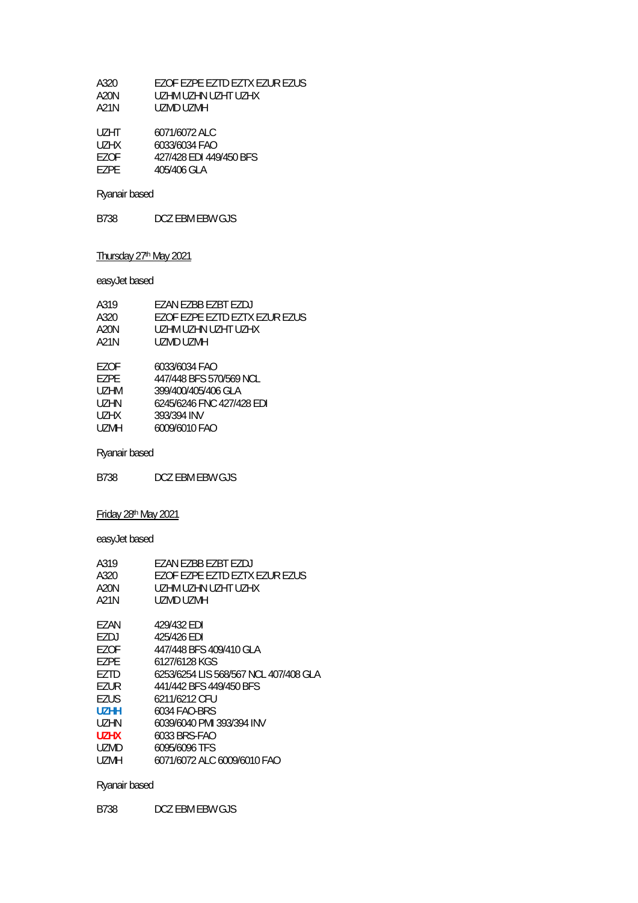| | |
|---|---|
| A320 | EZOF EZPE EZTD EZTX EZUR EZUS |
| A20N | UZHM UZHN UZHT UZHX |
| A21N | UZMD UZMH |

| | |
|---|---|
| UZHT | 6071/6072 ALC |
| UZHX | 6033/6034 FAO |
| EZOF | 427/428 EDI 449/450 BFS |
| EZPE | 405/406 GLA |

Ryanair based

| | |
|---|---|
| B738 | DCZ EBM EBW GJS |

Thursday 27th May 2021

easyJet based

| | |
|---|---|
| A319 | EZAN EZBB EZBT EZDJ |
| A320 | EZOF EZPE EZTD EZTX EZUR EZUS |
| A20N | UZHM UZHN UZHT UZHX |
| A21N | UZMD UZMH |

| | |
|---|---|
| EZOF | 6033/6034 FAO |
| EZPE | 447/448 BFS 570/569 NCL |
| UZHM | 399/400/405/406 GLA |
| UZHN | 6245/6246 FNC 427/428 EDI |
| UZHX | 393/394 INV |
| UZMH | 6009/6010 FAO |

Ryanair based

| | |
|---|---|
| B738 | DCZ EBM EBW GJS |

Friday 28th May 2021

easyJet based

| | |
|---|---|
| A319 | EZAN EZBB EZBT EZDJ |
| A320 | EZOF EZPE EZTD EZTX EZUR EZUS |
| A20N | UZHM UZHN UZHT UZHX |
| A21N | UZMD UZMH |

| | |
|---|---|
| EZAN | 429/432 EDI |
| EZDJ | 425/426 EDI |
| EZOF | 447/448 BFS 409/410 GLA |
| EZPE | 6127/6128 KGS |
| EZTD | 6253/6254 LIS 568/567 NCL 407/408 GLA |
| EZUR | 441/442 BFS 449/450 BFS |
| EZUS | 6211/6212 CFU |
| **UZHH** | 6034 FAO-BRS |
| UZHN | 6039/6040 PMI 393/394 INV |
| **UZHX** | 6033 BRS-FAO |
| UZMD | 6095/6096 TFS |
| UZMH | 6071/6072 ALC 6009/6010 FAO |

Ryanair based

| | |
|---|---|
| B738 | DCZ EBM EBW GJS |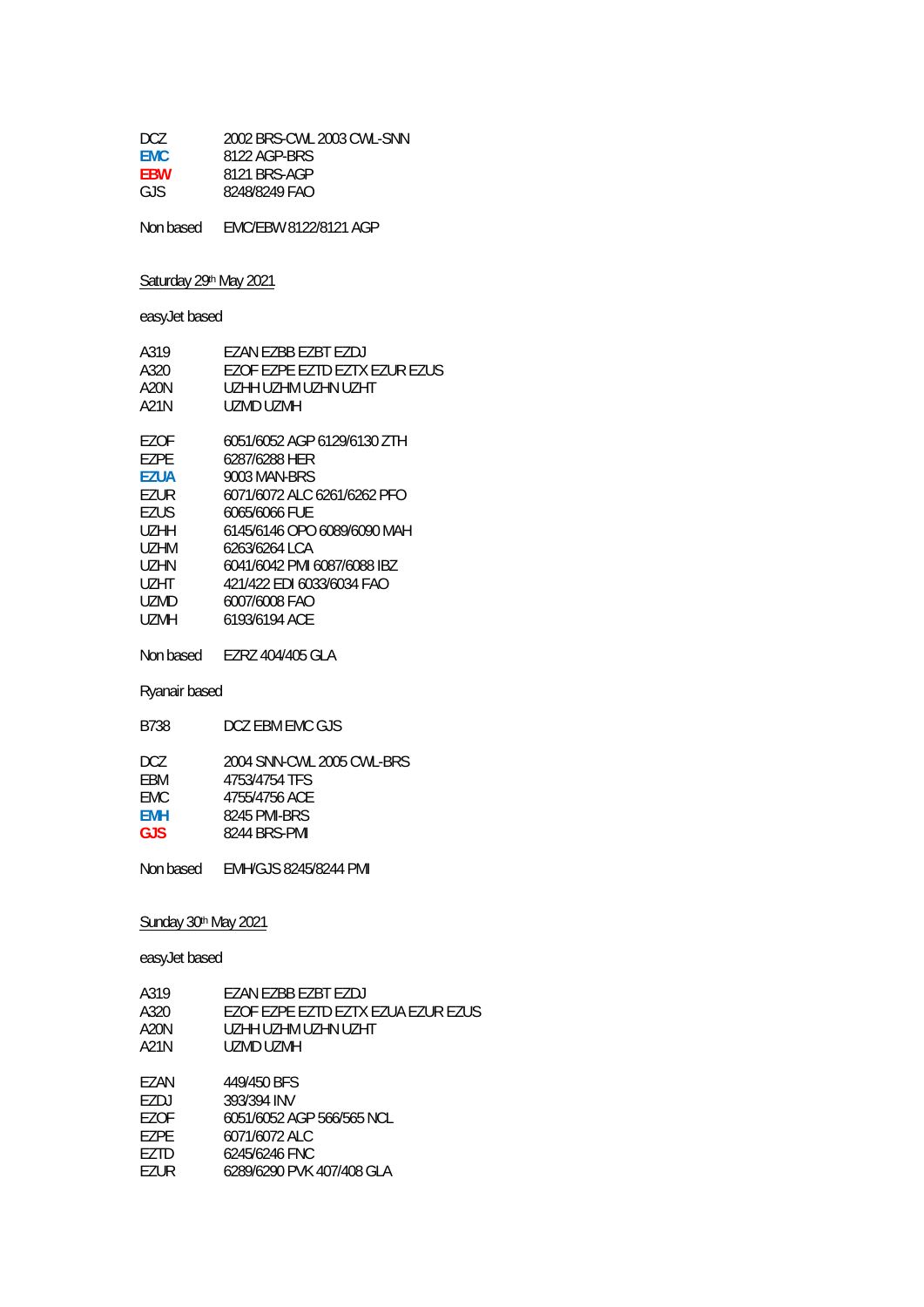| | |
|---|---|
| DCZ | 2002 BRS-CWL 2003 CWL-SNN |
| **EMC** | 8122 AGP-BRS |
| **EBW** | 8121 BRS-AGP |
| GJS | 8248/8249 FAO |

Non based EMC/EBW 8122/8121 AGP

Saturday 29th May 2021

easyJet based

| | |
|---|---|
| A319 | EZAN EZBB EZBT EZDJ |
| A320 | EZOF EZPE EZTD EZTX EZUR EZUS |
| A20N | UZHH UZHM UZHN UZHT |
| A21N | UZMD UZMH |

| | |
|---|---|
| EZOF | 6051/6052 AGP 6129/6130 ZTH |
| EZPE | 6287/6288 HER |
| **EZUA** | 9003 MAN-BRS |
| EZUR | 6071/6072 ALC 6261/6262 PFO |
| EZUS | 6065/6066 FUE |
| UZHH | 6145/6146 OPO 6089/6090 MAH |
| UZHM | 6263/6264 LCA |
| UZHN | 6041/6042 PMI 6087/6088 IBZ |
| UZHT | 421/422 EDI 6033/6034 FAO |
| UZMD | 6007/6008 FAO |
| UZMH | 6193/6194 ACE |

Non based EZRZ 404/405 GLA

Ryanair based

| | |
|---|---|
| B738 | DCZ EBM EMC GJS |

| | |
|---|---|
| DCZ | 2004 SNN-CWL 2005 CWL-BRS |
| EBM | 4753/4754 TFS |
| EMC | 4755/4756 ACE |
| **EMH** | 8245 PMI-BRS |
| **GJS** | 8244 BRS-PMI |

Non based EMH/GJS 8245/8244 PMI

Sunday 30th May 2021

easyJet based

| | |
|---|---|
| A319 | EZAN EZBB EZBT EZDJ |
| A320 | EZOF EZPE EZTD EZTX EZUA EZUR EZUS |
| A20N | UZHH UZHM UZHN UZHT |
| A21N | UZMD UZMH |

| | |
|---|---|
| EZAN | 449/450 BFS |
| EZDJ | 393/394 INV |
| EZOF | 6051/6052 AGP 566/565 NCL |
| EZPE | 6071/6072 ALC |
| EZTD | 6245/6246 FNC |
| EZUR | 6289/6290 PVK 407/408 GLA |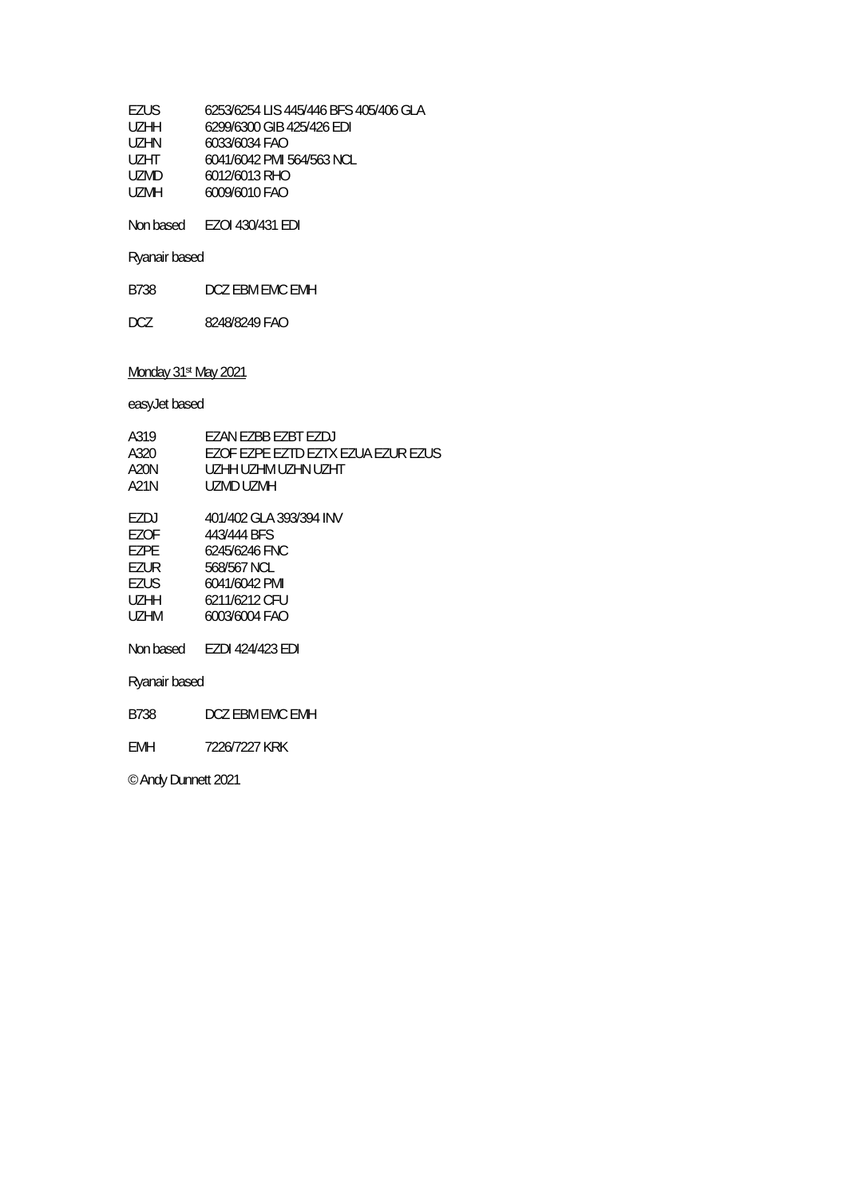| | |
|---|---|
| EZUS | 6253/6254 LIS 445/446 BFS 405/406 GLA |
| UZHH | 6299/6300 GIB 425/426 EDI |
| UZHN | 6033/6034 FAO |
| UZHT | 6041/6042 PMI 564/563 NCL |
| UZMD | 6012/6013 RHO |
| UZMH | 6009/6010 FAO |

Non based EZOI 430/431 EDI

Ryanair based

| | |
|---|---|
| B738 | DCZ EBM EMC EMH |
| DCZ | 8248/8249 FAO |

Monday 31st May 2021

easyJet based

| | |
|---|---|
| A319 | EZAN EZBB EZBT EZDJ |
| A320 | EZOF EZPE EZTD EZTX EZUA EZUR EZUS |
| A20N | UZHH UZHM UZHN UZHT |
| A21N | UZMD UZMH |

| | |
|---|---|
| EZDJ | 401/402 GLA 393/394 INV |
| EZOF | 443/444 BFS |
| EZPE | 6245/6246 FNC |
| EZUR | 568/567 NCL |
| EZUS | 6041/6042 PMI |
| UZHH | 6211/6212 CFU |
| UZHM | 6003/6004 FAO |

Non based EZDI 424/423 EDI

Ryanair based

| | |
|---|---|
| B738 | DCZ EBM EMC EMH |
| EMH | 7226/7227 KRK |

© Andy Dunnett 2021